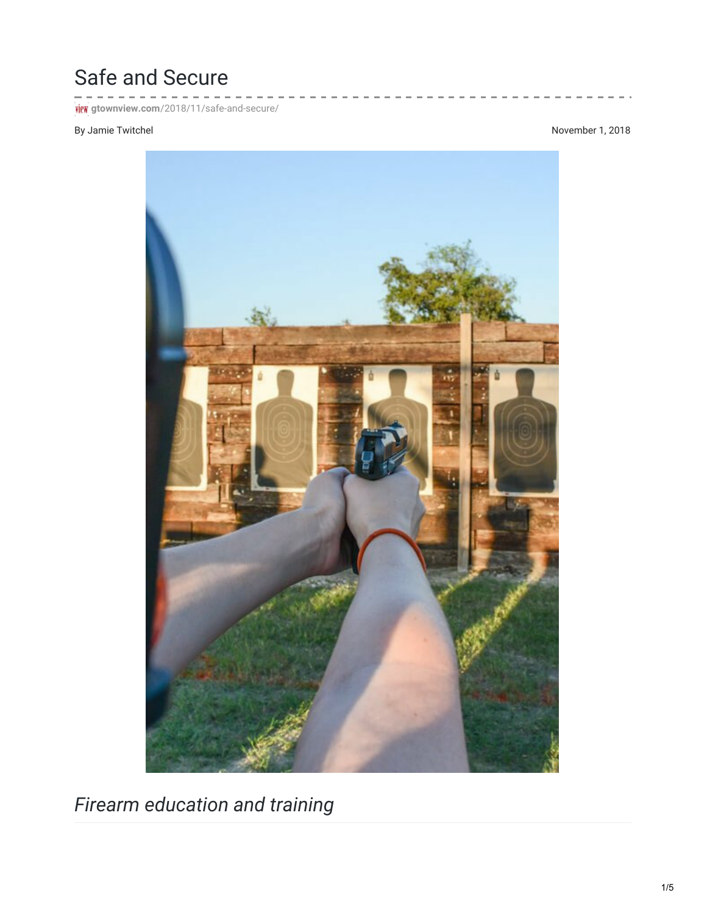# Safe and Secure

gtownview.com/2018/11/safe-and-secure/

By Jamie Twitchel

November 1, 2018

## *Firearm education and training*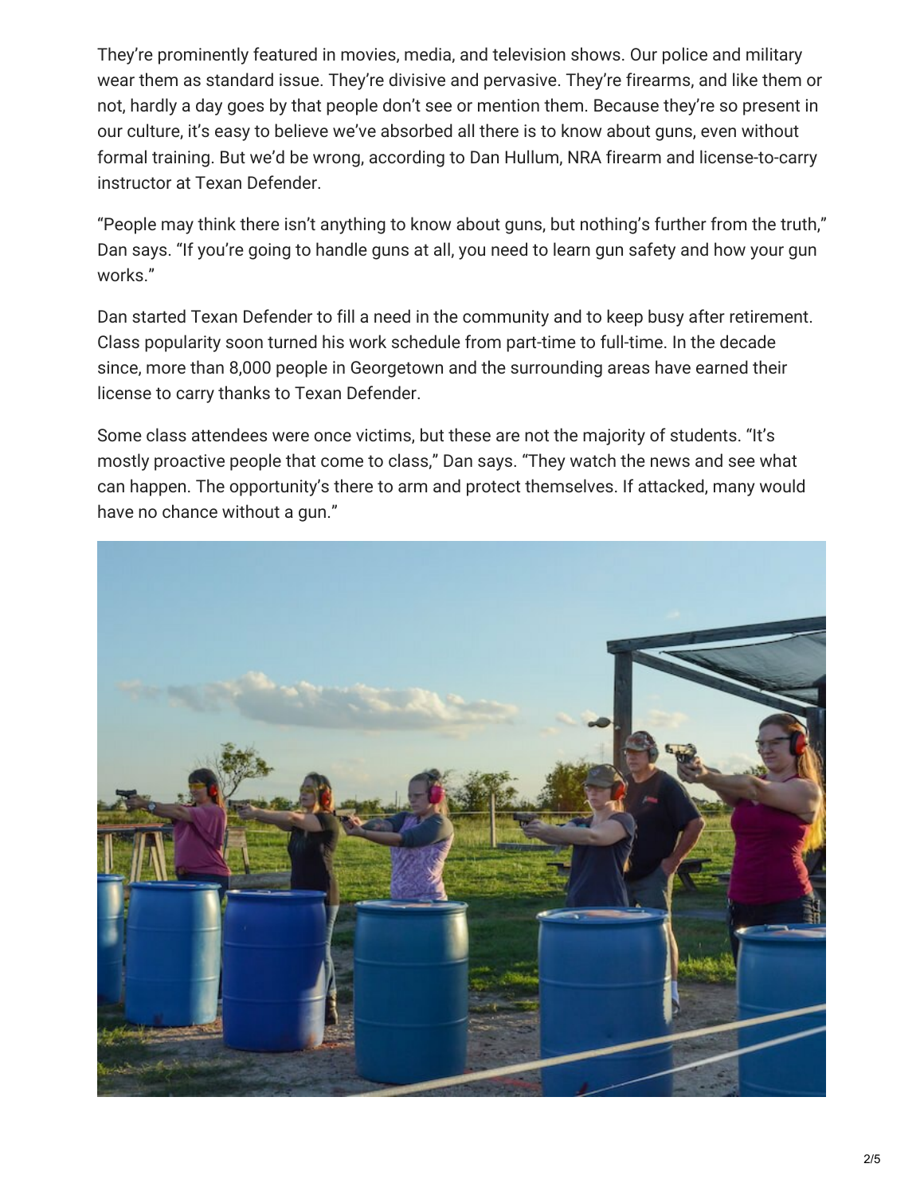They're prominently featured in movies, media, and television shows. Our police and military wear them as standard issue. They're divisive and pervasive. They're firearms, and like them or not, hardly a day goes by that people don't see or mention them. Because they're so present in our culture, it's easy to believe we've absorbed all there is to know about guns, even without formal training. But we'd be wrong, according to Dan Hullum, NRA firearm and license-to-carry instructor at Texan Defender.

"People may think there isn't anything to know about guns, but nothing's further from the truth," Dan says. "If you're going to handle guns at all, you need to learn gun safety and how your gun works."

Dan started Texan Defender to fill a need in the community and to keep busy after retirement. Class popularity soon turned his work schedule from part-time to full-time. In the decade since, more than 8,000 people in Georgetown and the surrounding areas have earned their license to carry thanks to Texan Defender.

Some class attendees were once victims, but these are not the majority of students. "It's mostly proactive people that come to class," Dan says. "They watch the news and see what can happen. The opportunity's there to arm and protect themselves. If attacked, many would have no chance without a gun."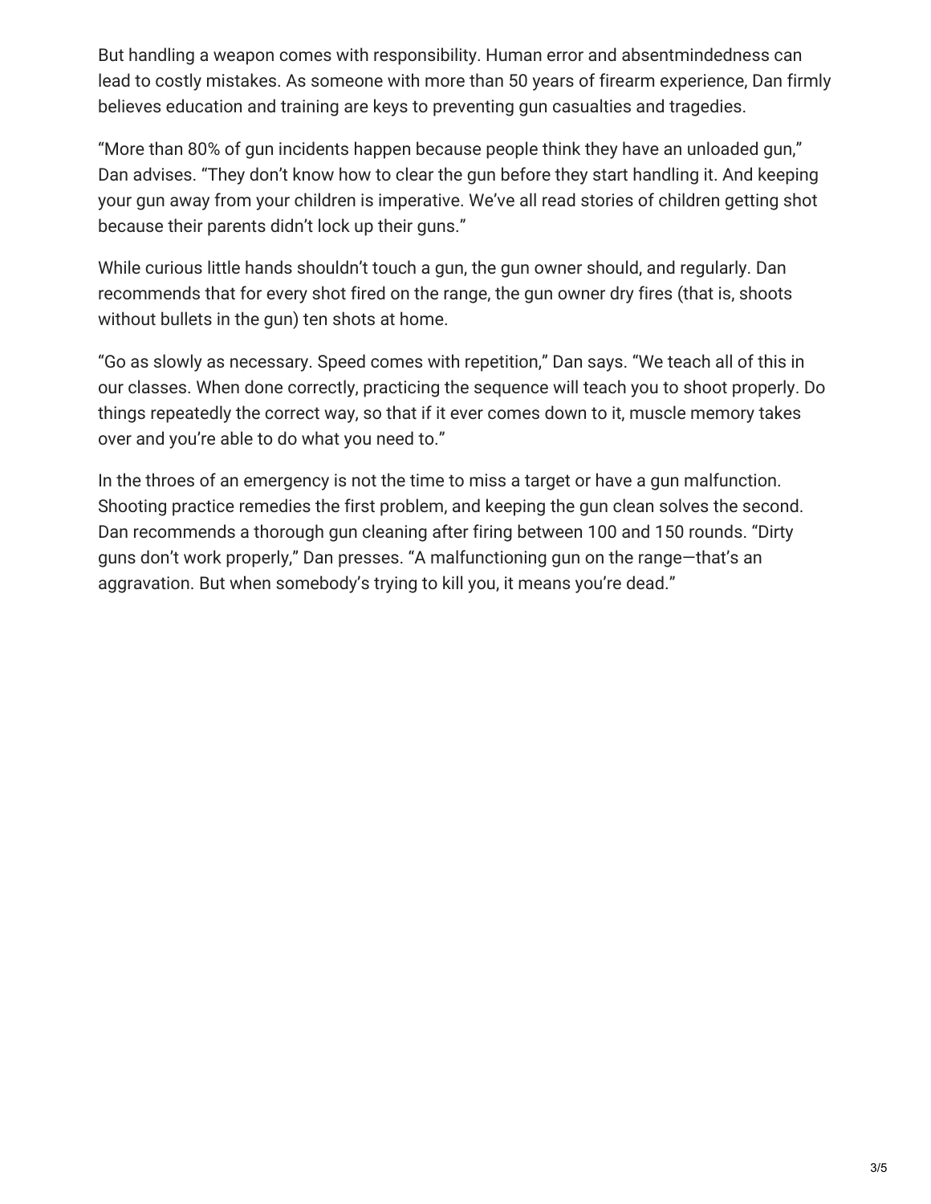But handling a weapon comes with responsibility. Human error and absentmindedness can lead to costly mistakes. As someone with more than 50 years of firearm experience, Dan firmly believes education and training are keys to preventing gun casualties and tragedies.

"More than 80% of gun incidents happen because people think they have an unloaded gun," Dan advises. "They don't know how to clear the gun before they start handling it. And keeping your gun away from your children is imperative. We've all read stories of children getting shot because their parents didn't lock up their guns."

While curious little hands shouldn't touch a gun, the gun owner should, and regularly. Dan recommends that for every shot fired on the range, the gun owner dry fires (that is, shoots without bullets in the gun) ten shots at home.

"Go as slowly as necessary. Speed comes with repetition," Dan says. "We teach all of this in our classes. When done correctly, practicing the sequence will teach you to shoot properly. Do things repeatedly the correct way, so that if it ever comes down to it, muscle memory takes over and you're able to do what you need to."

In the throes of an emergency is not the time to miss a target or have a gun malfunction. Shooting practice remedies the first problem, and keeping the gun clean solves the second. Dan recommends a thorough gun cleaning after firing between 100 and 150 rounds. "Dirty guns don't work properly," Dan presses. "A malfunctioning gun on the range—that's an aggravation. But when somebody's trying to kill you, it means you're dead."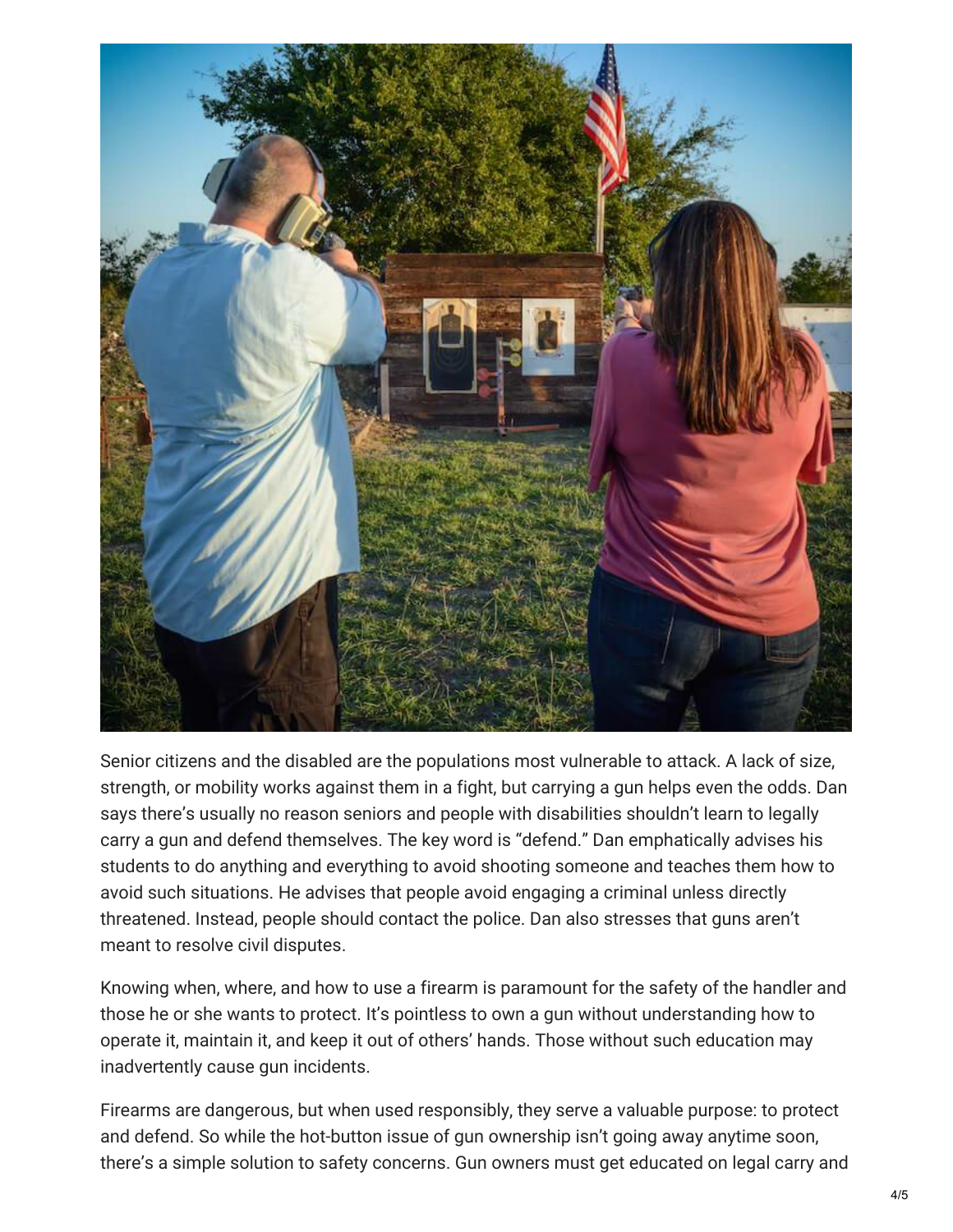Senior citizens and the disabled are the populations most vulnerable to attack. A lack of size, strength, or mobility works against them in a fight, but carrying a gun helps even the odds. Dan says there's usually no reason seniors and people with disabilities shouldn't learn to legally carry a gun and defend themselves. The key word is "defend." Dan emphatically advises his students to do anything and everything to avoid shooting someone and teaches them how to avoid such situations. He advises that people avoid engaging a criminal unless directly threatened. Instead, people should contact the police. Dan also stresses that guns aren't meant to resolve civil disputes.

Knowing when, where, and how to use a firearm is paramount for the safety of the handler and those he or she wants to protect. It's pointless to own a gun without understanding how to operate it, maintain it, and keep it out of others' hands. Those without such education may inadvertently cause gun incidents.

Firearms are dangerous, but when used responsibly, they serve a valuable purpose: to protect and defend. So while the hot-button issue of gun ownership isn't going away anytime soon, there's a simple solution to safety concerns. Gun owners must get educated on legal carry and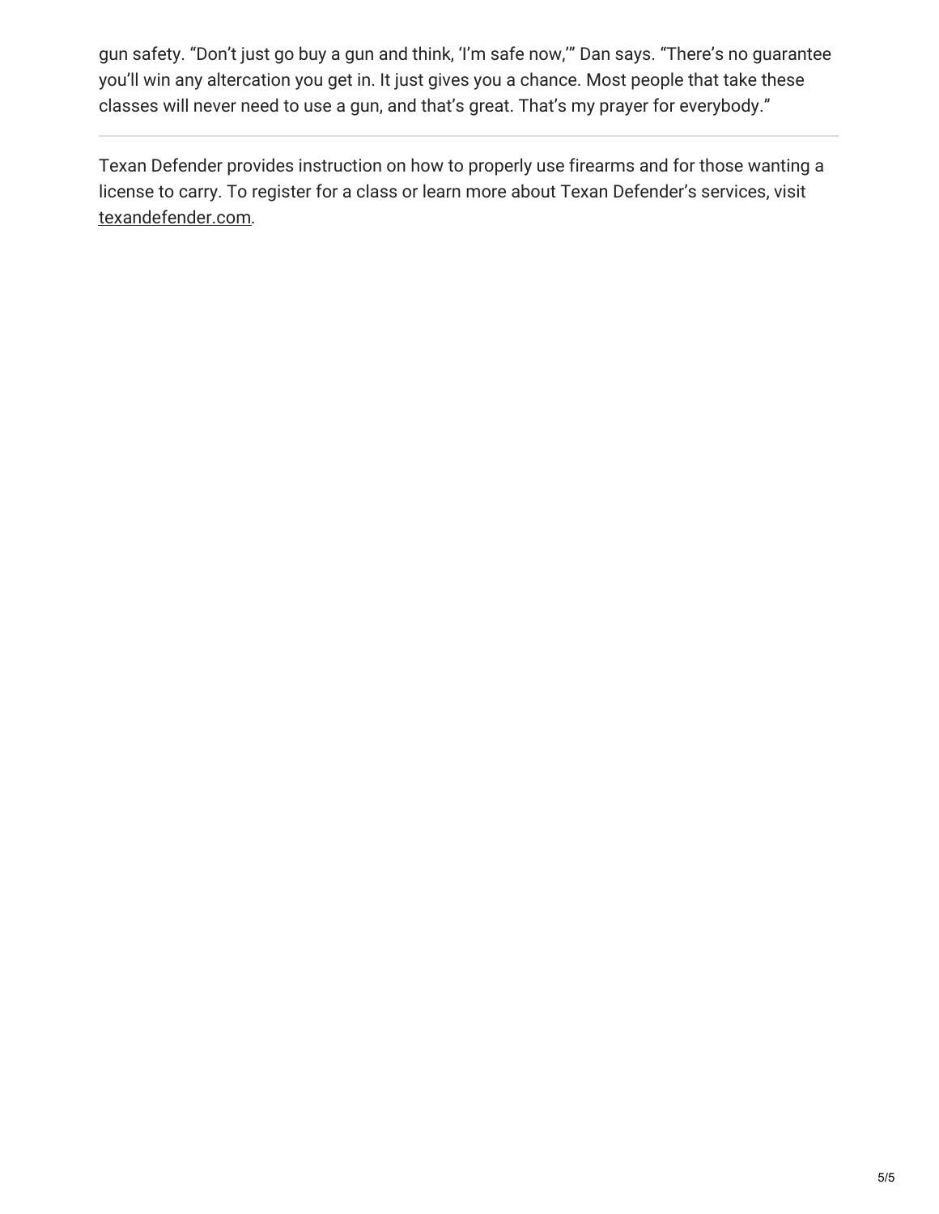gun safety. “Don’t just go buy a gun and think, ‘I’m safe now,’” Dan says. “There’s no guarantee you’ll win any altercation you get in. It just gives you a chance. Most people that take these classes will never need to use a gun, and that’s great. That’s my prayer for everybody.”

---

Texan Defender provides instruction on how to properly use firearms and for those wanting a license to carry. To register for a class or learn more about Texan Defender’s services, visit texandefender.com.